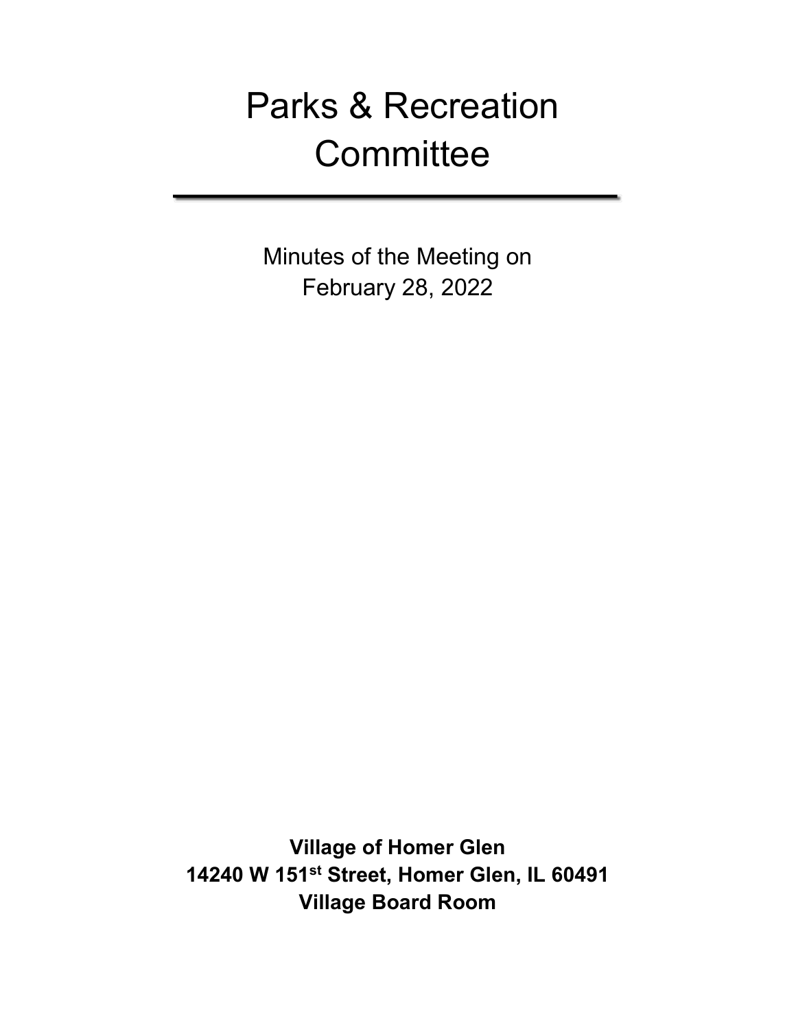# Parks & Recreation Committee

---

Minutes of the Meeting on
February 28, 2022

**Village of Homer Glen**
**14240 W 151st Street, Homer Glen, IL 60491**
**Village Board Room**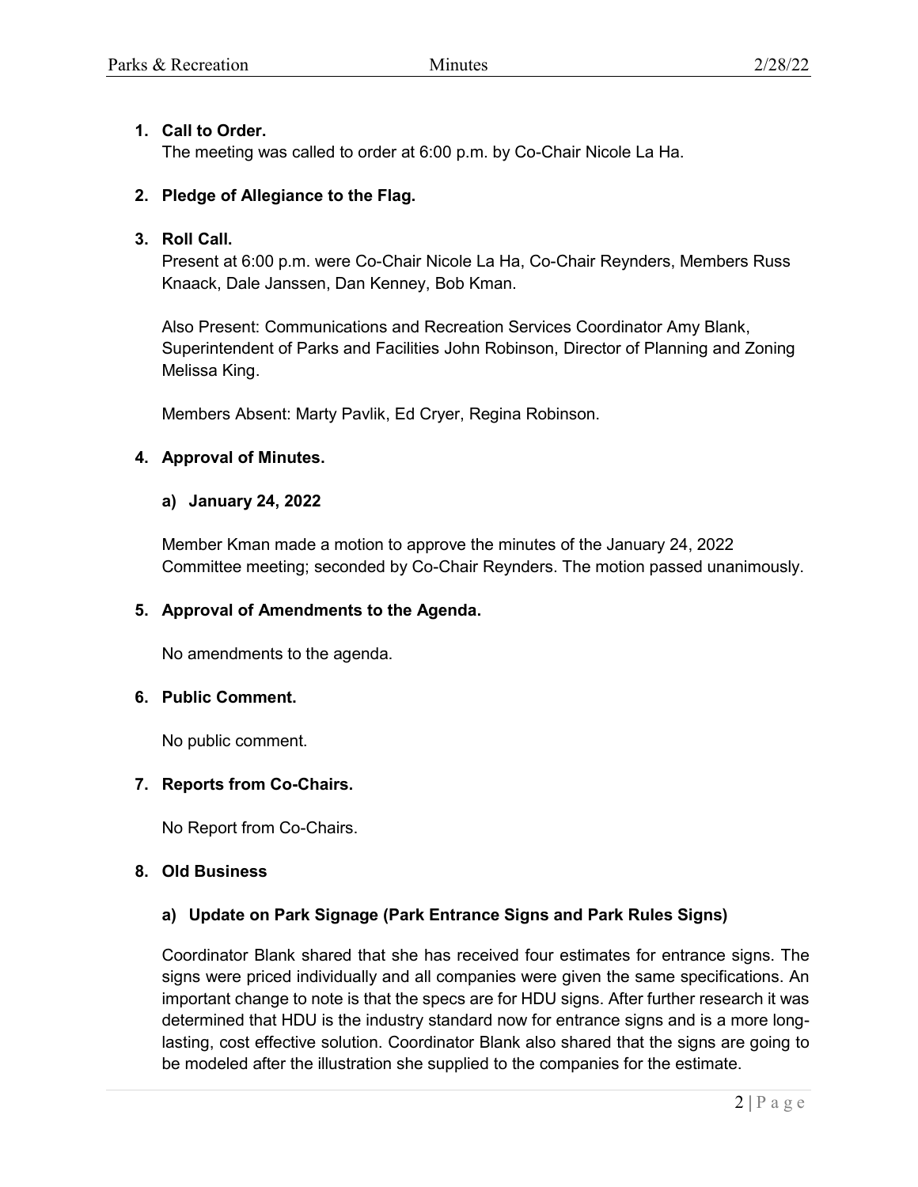1. **Call to Order.**
   The meeting was called to order at 6:00 p.m. by Co-Chair Nicole La Ha.

2. **Pledge of Allegiance to the Flag.**

3. **Roll Call.**
   Present at 6:00 p.m. were Co-Chair Nicole La Ha, Co-Chair Reynders, Members Russ Knaack, Dale Janssen, Dan Kenney, Bob Kman.

   Also Present: Communications and Recreation Services Coordinator Amy Blank, Superintendent of Parks and Facilities John Robinson, Director of Planning and Zoning Melissa King.

   Members Absent: Marty Pavlik, Ed Cryer, Regina Robinson.

4. **Approval of Minutes.**

   **a) January 24, 2022**

   Member Kman made a motion to approve the minutes of the January 24, 2022 Committee meeting; seconded by Co-Chair Reynders. The motion passed unanimously.

5. **Approval of Amendments to the Agenda.**

   No amendments to the agenda.

6. **Public Comment.**

   No public comment.

7. **Reports from Co-Chairs.**

   No Report from Co-Chairs.

8. **Old Business**

   **a) Update on Park Signage (Park Entrance Signs and Park Rules Signs)**

   Coordinator Blank shared that she has received four estimates for entrance signs. The signs were priced individually and all companies were given the same specifications. An important change to note is that the specs are for HDU signs. After further research it was determined that HDU is the industry standard now for entrance signs and is a more long-lasting, cost effective solution. Coordinator Blank also shared that the signs are going to be modeled after the illustration she supplied to the companies for the estimate.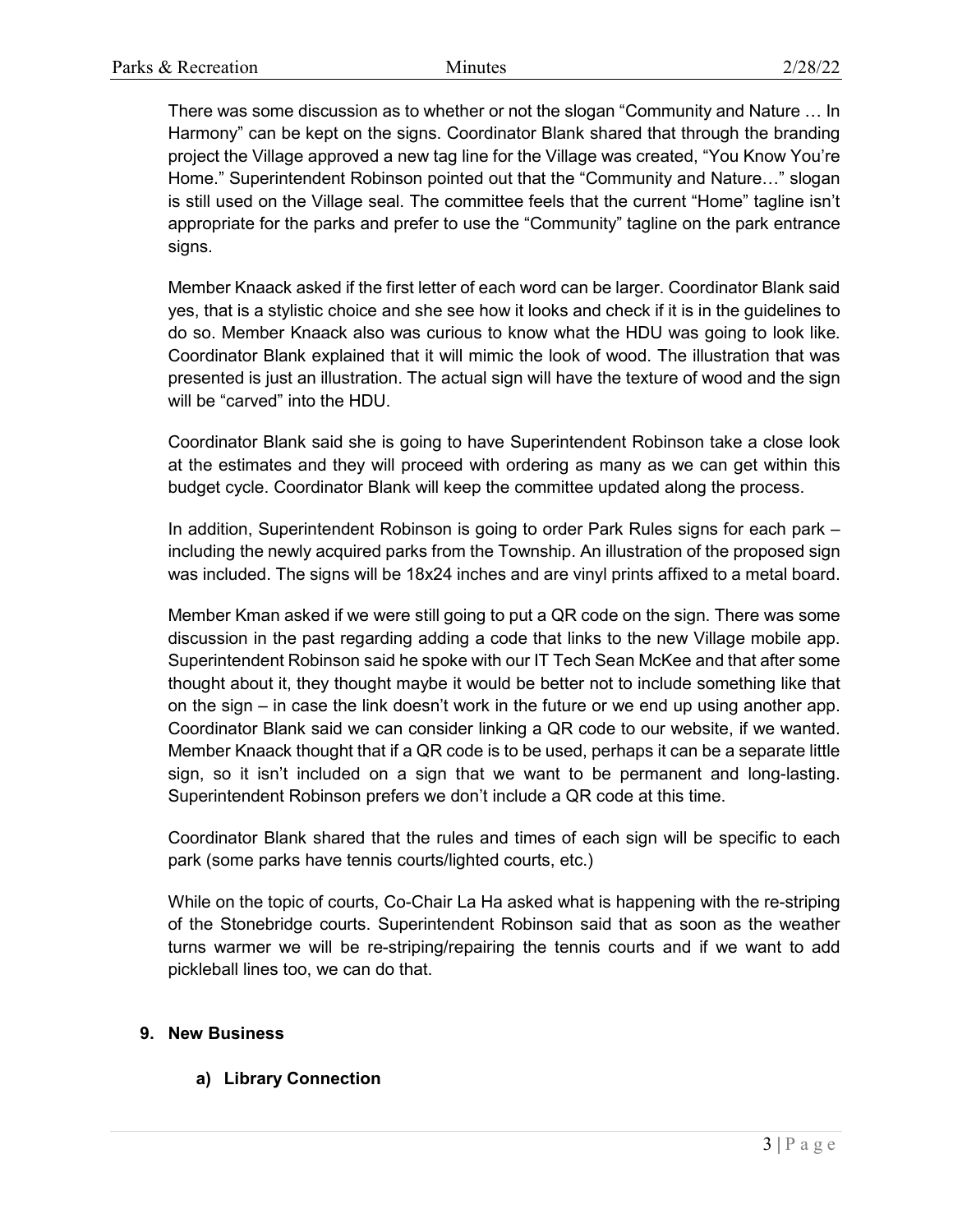There was some discussion as to whether or not the slogan "Community and Nature … In Harmony" can be kept on the signs. Coordinator Blank shared that through the branding project the Village approved a new tag line for the Village was created, "You Know You're Home." Superintendent Robinson pointed out that the "Community and Nature…" slogan is still used on the Village seal. The committee feels that the current "Home" tagline isn't appropriate for the parks and prefer to use the "Community" tagline on the park entrance signs.

Member Knaack asked if the first letter of each word can be larger. Coordinator Blank said yes, that is a stylistic choice and she see how it looks and check if it is in the guidelines to do so. Member Knaack also was curious to know what the HDU was going to look like. Coordinator Blank explained that it will mimic the look of wood. The illustration that was presented is just an illustration. The actual sign will have the texture of wood and the sign will be "carved" into the HDU.

Coordinator Blank said she is going to have Superintendent Robinson take a close look at the estimates and they will proceed with ordering as many as we can get within this budget cycle. Coordinator Blank will keep the committee updated along the process.

In addition, Superintendent Robinson is going to order Park Rules signs for each park – including the newly acquired parks from the Township. An illustration of the proposed sign was included. The signs will be 18x24 inches and are vinyl prints affixed to a metal board.

Member Kman asked if we were still going to put a QR code on the sign. There was some discussion in the past regarding adding a code that links to the new Village mobile app. Superintendent Robinson said he spoke with our IT Tech Sean McKee and that after some thought about it, they thought maybe it would be better not to include something like that on the sign – in case the link doesn't work in the future or we end up using another app. Coordinator Blank said we can consider linking a QR code to our website, if we wanted. Member Knaack thought that if a QR code is to be used, perhaps it can be a separate little sign, so it isn't included on a sign that we want to be permanent and long-lasting. Superintendent Robinson prefers we don't include a QR code at this time.

Coordinator Blank shared that the rules and times of each sign will be specific to each park (some parks have tennis courts/lighted courts, etc.)

While on the topic of courts, Co-Chair La Ha asked what is happening with the re-striping of the Stonebridge courts. Superintendent Robinson said that as soon as the weather turns warmer we will be re-striping/repairing the tennis courts and if we want to add pickleball lines too, we can do that.

**9. New Business**

**a) Library Connection**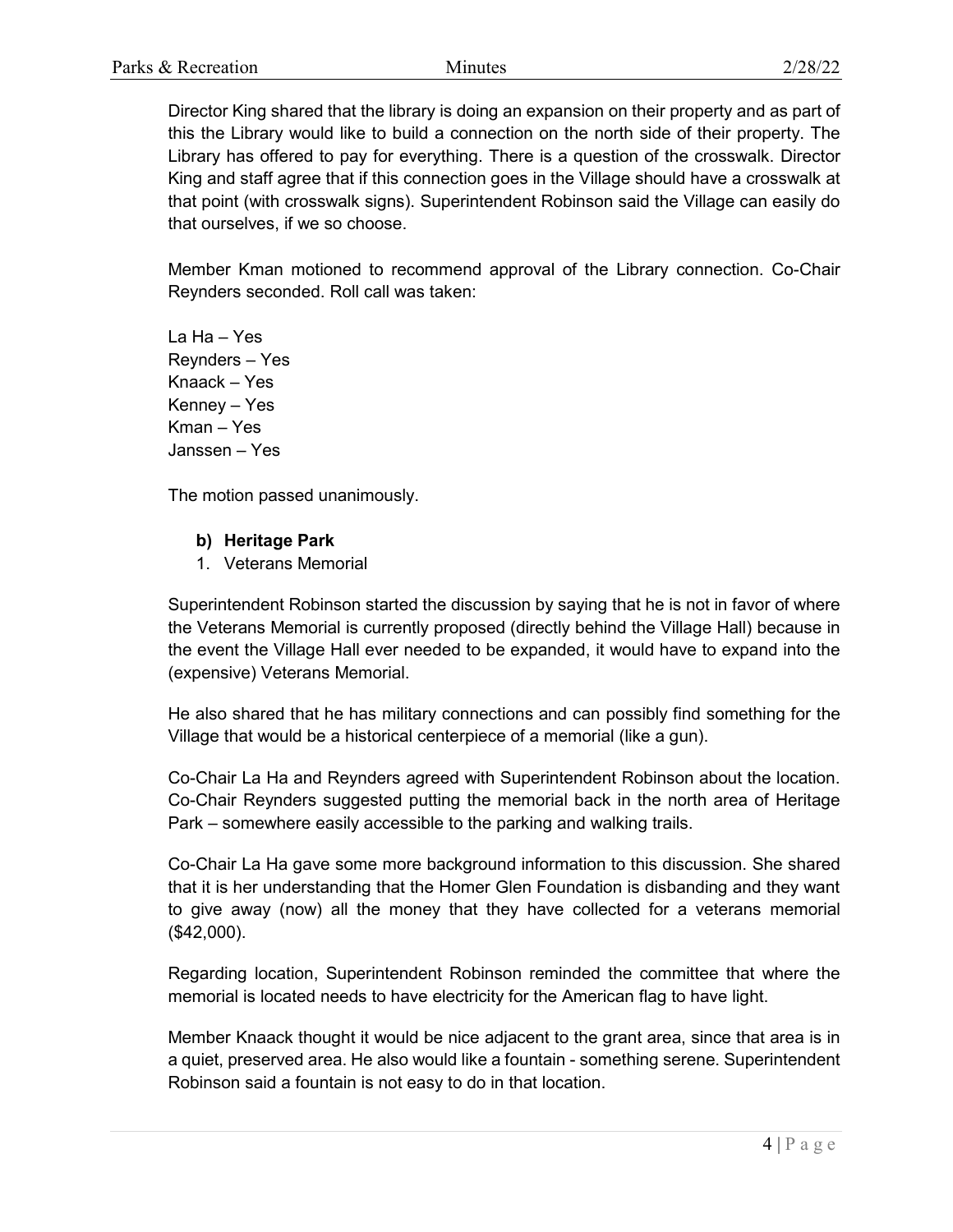Director King shared that the library is doing an expansion on their property and as part of this the Library would like to build a connection on the north side of their property. The Library has offered to pay for everything. There is a question of the crosswalk. Director King and staff agree that if this connection goes in the Village should have a crosswalk at that point (with crosswalk signs). Superintendent Robinson said the Village can easily do that ourselves, if we so choose.

Member Kman motioned to recommend approval of the Library connection. Co-Chair Reynders seconded. Roll call was taken:

La Ha – Yes
Reynders – Yes
Knaack – Yes
Kenney – Yes
Kman – Yes
Janssen – Yes

The motion passed unanimously.

**b) Heritage Park**

1. Veterans Memorial

Superintendent Robinson started the discussion by saying that he is not in favor of where the Veterans Memorial is currently proposed (directly behind the Village Hall) because in the event the Village Hall ever needed to be expanded, it would have to expand into the (expensive) Veterans Memorial.

He also shared that he has military connections and can possibly find something for the Village that would be a historical centerpiece of a memorial (like a gun).

Co-Chair La Ha and Reynders agreed with Superintendent Robinson about the location. Co-Chair Reynders suggested putting the memorial back in the north area of Heritage Park – somewhere easily accessible to the parking and walking trails.

Co-Chair La Ha gave some more background information to this discussion. She shared that it is her understanding that the Homer Glen Foundation is disbanding and they want to give away (now) all the money that they have collected for a veterans memorial ($42,000).

Regarding location, Superintendent Robinson reminded the committee that where the memorial is located needs to have electricity for the American flag to have light.

Member Knaack thought it would be nice adjacent to the grant area, since that area is in a quiet, preserved area. He also would like a fountain - something serene. Superintendent Robinson said a fountain is not easy to do in that location.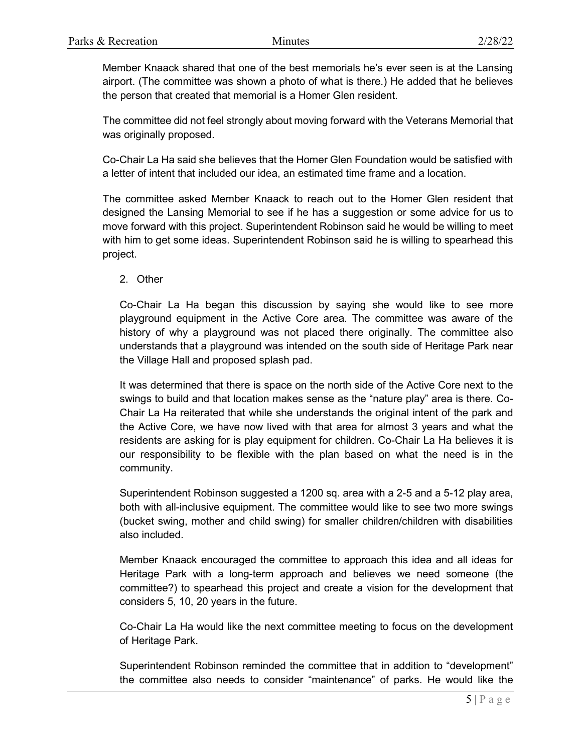Member Knaack shared that one of the best memorials he's ever seen is at the Lansing airport. (The committee was shown a photo of what is there.) He added that he believes the person that created that memorial is a Homer Glen resident.

The committee did not feel strongly about moving forward with the Veterans Memorial that was originally proposed.

Co-Chair La Ha said she believes that the Homer Glen Foundation would be satisfied with a letter of intent that included our idea, an estimated time frame and a location.

The committee asked Member Knaack to reach out to the Homer Glen resident that designed the Lansing Memorial to see if he has a suggestion or some advice for us to move forward with this project. Superintendent Robinson said he would be willing to meet with him to get some ideas. Superintendent Robinson said he is willing to spearhead this project.

2. Other

Co-Chair La Ha began this discussion by saying she would like to see more playground equipment in the Active Core area. The committee was aware of the history of why a playground was not placed there originally. The committee also understands that a playground was intended on the south side of Heritage Park near the Village Hall and proposed splash pad.

It was determined that there is space on the north side of the Active Core next to the swings to build and that location makes sense as the "nature play" area is there. Co-Chair La Ha reiterated that while she understands the original intent of the park and the Active Core, we have now lived with that area for almost 3 years and what the residents are asking for is play equipment for children. Co-Chair La Ha believes it is our responsibility to be flexible with the plan based on what the need is in the community.

Superintendent Robinson suggested a 1200 sq. area with a 2-5 and a 5-12 play area, both with all-inclusive equipment. The committee would like to see two more swings (bucket swing, mother and child swing) for smaller children/children with disabilities also included.

Member Knaack encouraged the committee to approach this idea and all ideas for Heritage Park with a long-term approach and believes we need someone (the committee?) to spearhead this project and create a vision for the development that considers 5, 10, 20 years in the future.

Co-Chair La Ha would like the next committee meeting to focus on the development of Heritage Park.

Superintendent Robinson reminded the committee that in addition to "development" the committee also needs to consider "maintenance" of parks. He would like the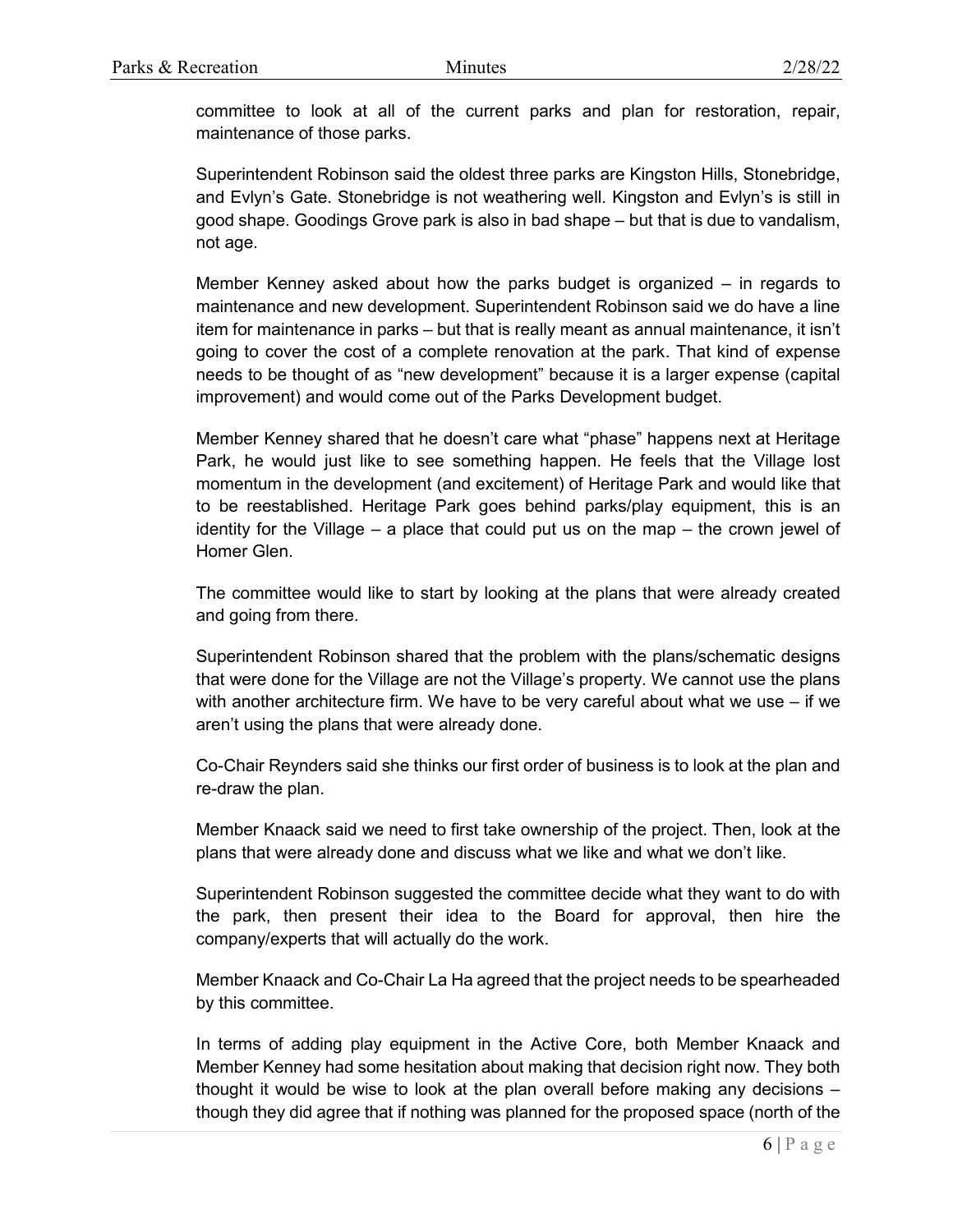committee to look at all of the current parks and plan for restoration, repair, maintenance of those parks.

Superintendent Robinson said the oldest three parks are Kingston Hills, Stonebridge, and Evlyn's Gate. Stonebridge is not weathering well. Kingston and Evlyn's is still in good shape. Goodings Grove park is also in bad shape – but that is due to vandalism, not age.

Member Kenney asked about how the parks budget is organized – in regards to maintenance and new development. Superintendent Robinson said we do have a line item for maintenance in parks – but that is really meant as annual maintenance, it isn't going to cover the cost of a complete renovation at the park. That kind of expense needs to be thought of as "new development" because it is a larger expense (capital improvement) and would come out of the Parks Development budget.

Member Kenney shared that he doesn't care what "phase" happens next at Heritage Park, he would just like to see something happen. He feels that the Village lost momentum in the development (and excitement) of Heritage Park and would like that to be reestablished. Heritage Park goes behind parks/play equipment, this is an identity for the Village – a place that could put us on the map – the crown jewel of Homer Glen.

The committee would like to start by looking at the plans that were already created and going from there.

Superintendent Robinson shared that the problem with the plans/schematic designs that were done for the Village are not the Village's property. We cannot use the plans with another architecture firm. We have to be very careful about what we use – if we aren't using the plans that were already done.

Co-Chair Reynders said she thinks our first order of business is to look at the plan and re-draw the plan.

Member Knaack said we need to first take ownership of the project. Then, look at the plans that were already done and discuss what we like and what we don't like.

Superintendent Robinson suggested the committee decide what they want to do with the park, then present their idea to the Board for approval, then hire the company/experts that will actually do the work.

Member Knaack and Co-Chair La Ha agreed that the project needs to be spearheaded by this committee.

In terms of adding play equipment in the Active Core, both Member Knaack and Member Kenney had some hesitation about making that decision right now. They both thought it would be wise to look at the plan overall before making any decisions – though they did agree that if nothing was planned for the proposed space (north of the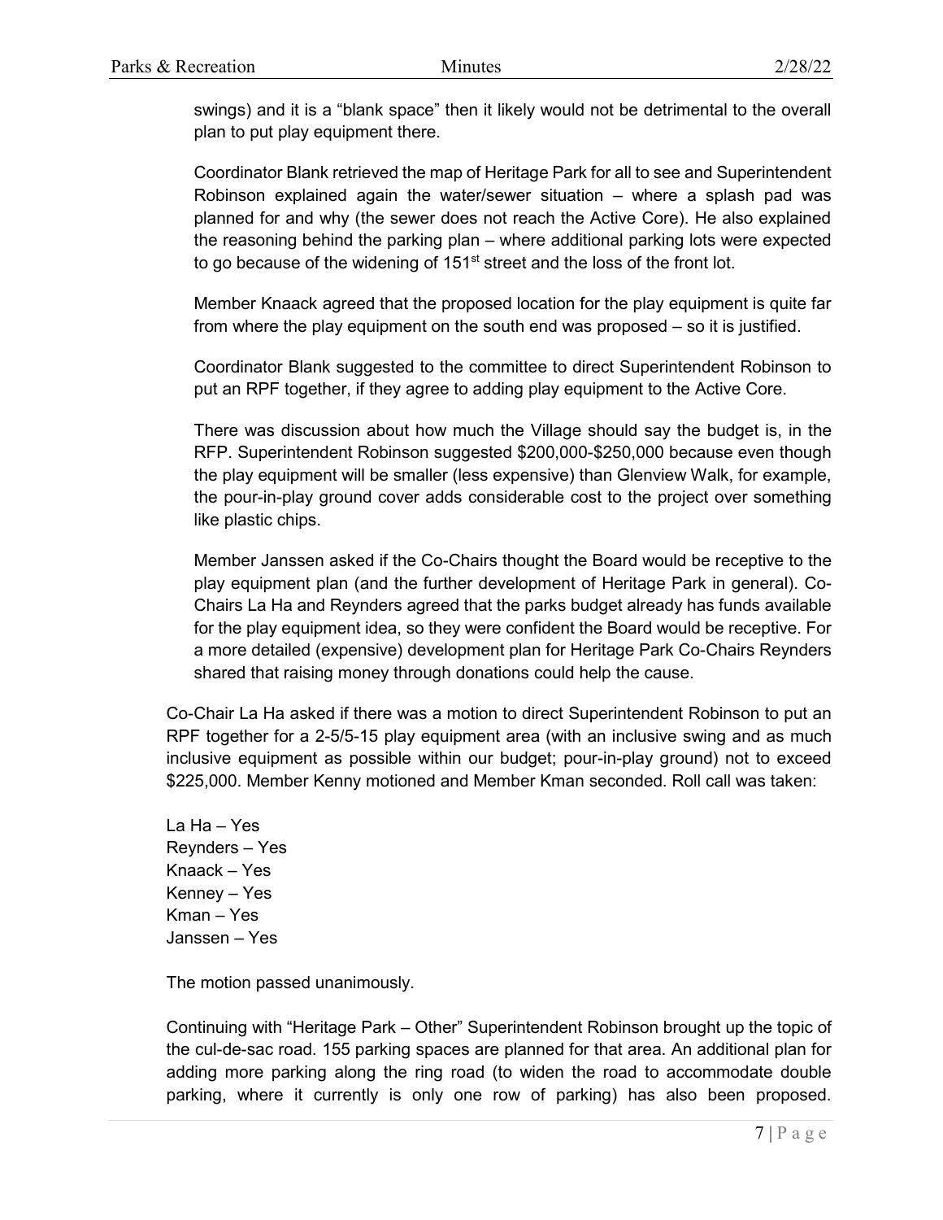swings) and it is a "blank space" then it likely would not be detrimental to the overall plan to put play equipment there.

Coordinator Blank retrieved the map of Heritage Park for all to see and Superintendent Robinson explained again the water/sewer situation – where a splash pad was planned for and why (the sewer does not reach the Active Core). He also explained the reasoning behind the parking plan – where additional parking lots were expected to go because of the widening of 151st street and the loss of the front lot.

Member Knaack agreed that the proposed location for the play equipment is quite far from where the play equipment on the south end was proposed – so it is justified.

Coordinator Blank suggested to the committee to direct Superintendent Robinson to put an RPF together, if they agree to adding play equipment to the Active Core.

There was discussion about how much the Village should say the budget is, in the RFP. Superintendent Robinson suggested $200,000-$250,000 because even though the play equipment will be smaller (less expensive) than Glenview Walk, for example, the pour-in-play ground cover adds considerable cost to the project over something like plastic chips.

Member Janssen asked if the Co-Chairs thought the Board would be receptive to the play equipment plan (and the further development of Heritage Park in general). Co-Chairs La Ha and Reynders agreed that the parks budget already has funds available for the play equipment idea, so they were confident the Board would be receptive. For a more detailed (expensive) development plan for Heritage Park Co-Chairs Reynders shared that raising money through donations could help the cause.

Co-Chair La Ha asked if there was a motion to direct Superintendent Robinson to put an RPF together for a 2-5/5-15 play equipment area (with an inclusive swing and as much inclusive equipment as possible within our budget; pour-in-play ground) not to exceed $225,000. Member Kenny motioned and Member Kman seconded. Roll call was taken:

La Ha – Yes
Reynders – Yes
Knaack – Yes
Kenney – Yes
Kman – Yes
Janssen – Yes

The motion passed unanimously.

Continuing with "Heritage Park – Other" Superintendent Robinson brought up the topic of the cul-de-sac road. 155 parking spaces are planned for that area. An additional plan for adding more parking along the ring road (to widen the road to accommodate double parking, where it currently is only one row of parking) has also been proposed.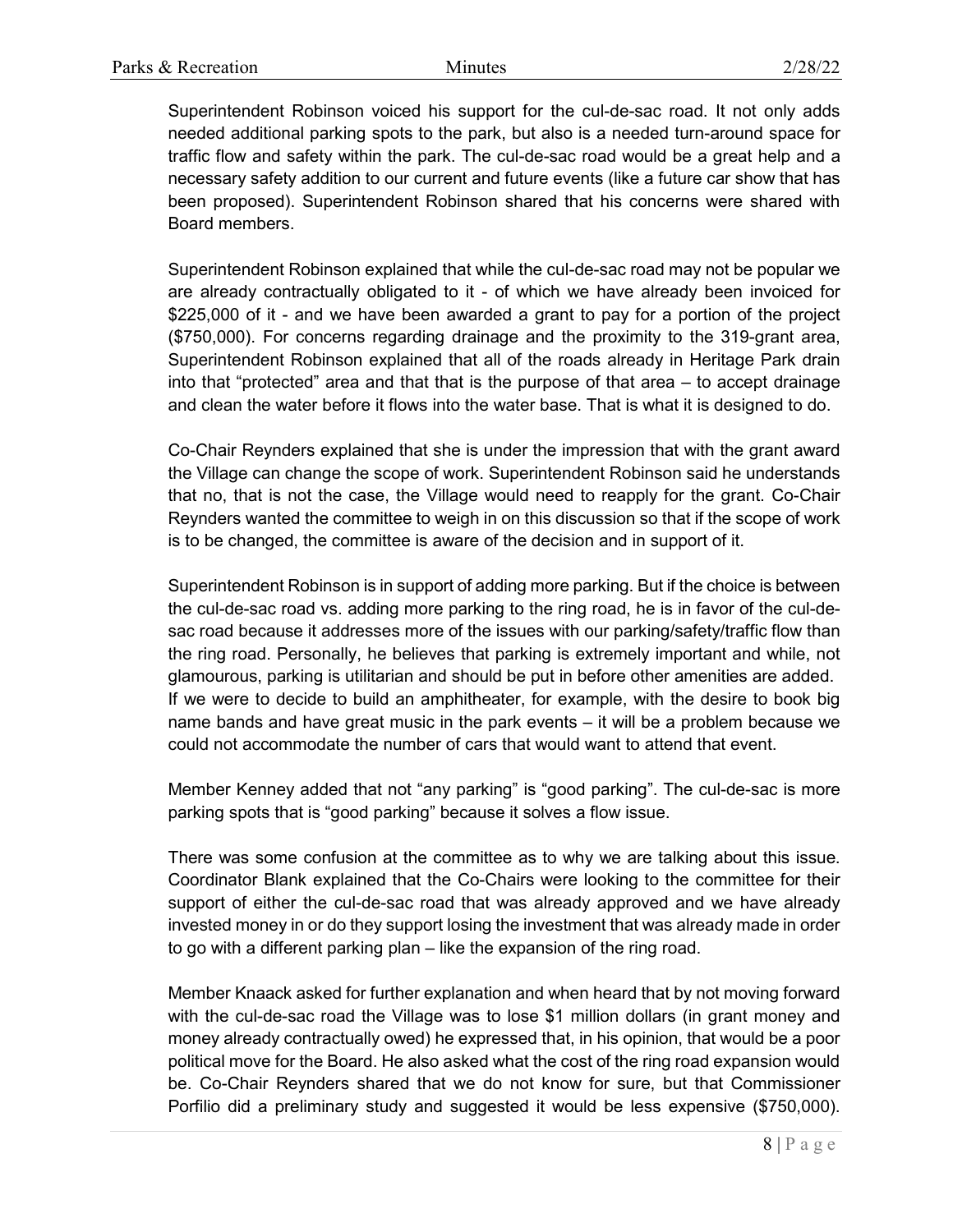Superintendent Robinson voiced his support for the cul-de-sac road. It not only adds needed additional parking spots to the park, but also is a needed turn-around space for traffic flow and safety within the park. The cul-de-sac road would be a great help and a necessary safety addition to our current and future events (like a future car show that has been proposed). Superintendent Robinson shared that his concerns were shared with Board members.

Superintendent Robinson explained that while the cul-de-sac road may not be popular we are already contractually obligated to it - of which we have already been invoiced for $225,000 of it - and we have been awarded a grant to pay for a portion of the project ($750,000). For concerns regarding drainage and the proximity to the 319-grant area, Superintendent Robinson explained that all of the roads already in Heritage Park drain into that "protected" area and that that is the purpose of that area – to accept drainage and clean the water before it flows into the water base. That is what it is designed to do.

Co-Chair Reynders explained that she is under the impression that with the grant award the Village can change the scope of work. Superintendent Robinson said he understands that no, that is not the case, the Village would need to reapply for the grant. Co-Chair Reynders wanted the committee to weigh in on this discussion so that if the scope of work is to be changed, the committee is aware of the decision and in support of it.

Superintendent Robinson is in support of adding more parking. But if the choice is between the cul-de-sac road vs. adding more parking to the ring road, he is in favor of the cul-de-sac road because it addresses more of the issues with our parking/safety/traffic flow than the ring road. Personally, he believes that parking is extremely important and while, not glamourous, parking is utilitarian and should be put in before other amenities are added. If we were to decide to build an amphitheater, for example, with the desire to book big name bands and have great music in the park events – it will be a problem because we could not accommodate the number of cars that would want to attend that event.

Member Kenney added that not "any parking" is "good parking". The cul-de-sac is more parking spots that is "good parking" because it solves a flow issue.

There was some confusion at the committee as to why we are talking about this issue. Coordinator Blank explained that the Co-Chairs were looking to the committee for their support of either the cul-de-sac road that was already approved and we have already invested money in or do they support losing the investment that was already made in order to go with a different parking plan – like the expansion of the ring road.

Member Knaack asked for further explanation and when heard that by not moving forward with the cul-de-sac road the Village was to lose $1 million dollars (in grant money and money already contractually owed) he expressed that, in his opinion, that would be a poor political move for the Board. He also asked what the cost of the ring road expansion would be. Co-Chair Reynders shared that we do not know for sure, but that Commissioner Porfilio did a preliminary study and suggested it would be less expensive ($750,000).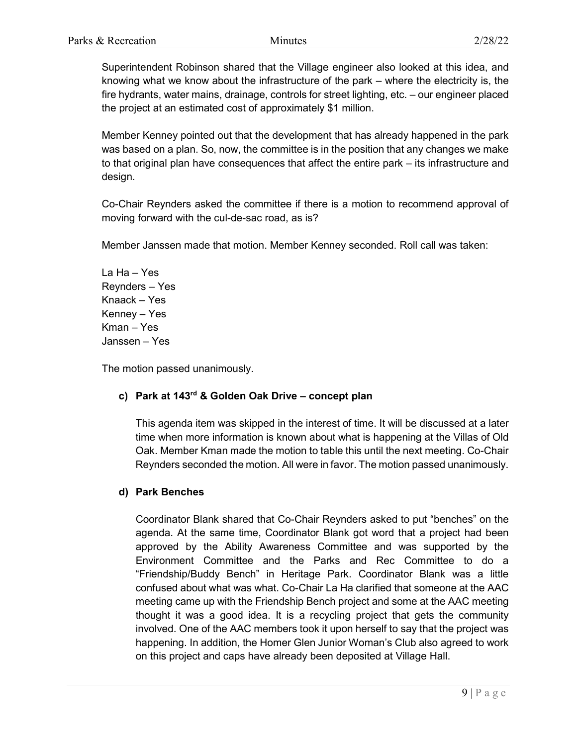Superintendent Robinson shared that the Village engineer also looked at this idea, and knowing what we know about the infrastructure of the park – where the electricity is, the fire hydrants, water mains, drainage, controls for street lighting, etc. – our engineer placed the project at an estimated cost of approximately $1 million.

Member Kenney pointed out that the development that has already happened in the park was based on a plan. So, now, the committee is in the position that any changes we make to that original plan have consequences that affect the entire park – its infrastructure and design.

Co-Chair Reynders asked the committee if there is a motion to recommend approval of moving forward with the cul-de-sac road, as is?

Member Janssen made that motion. Member Kenney seconded. Roll call was taken:

La Ha – Yes
Reynders – Yes
Knaack – Yes
Kenney – Yes
Kman – Yes
Janssen – Yes

The motion passed unanimously.

**c) Park at 143rd & Golden Oak Drive – concept plan**

This agenda item was skipped in the interest of time. It will be discussed at a later time when more information is known about what is happening at the Villas of Old Oak. Member Kman made the motion to table this until the next meeting. Co-Chair Reynders seconded the motion. All were in favor. The motion passed unanimously.

**d) Park Benches**

Coordinator Blank shared that Co-Chair Reynders asked to put "benches" on the agenda. At the same time, Coordinator Blank got word that a project had been approved by the Ability Awareness Committee and was supported by the Environment Committee and the Parks and Rec Committee to do a "Friendship/Buddy Bench" in Heritage Park. Coordinator Blank was a little confused about what was what. Co-Chair La Ha clarified that someone at the AAC meeting came up with the Friendship Bench project and some at the AAC meeting thought it was a good idea. It is a recycling project that gets the community involved. One of the AAC members took it upon herself to say that the project was happening. In addition, the Homer Glen Junior Woman's Club also agreed to work on this project and caps have already been deposited at Village Hall.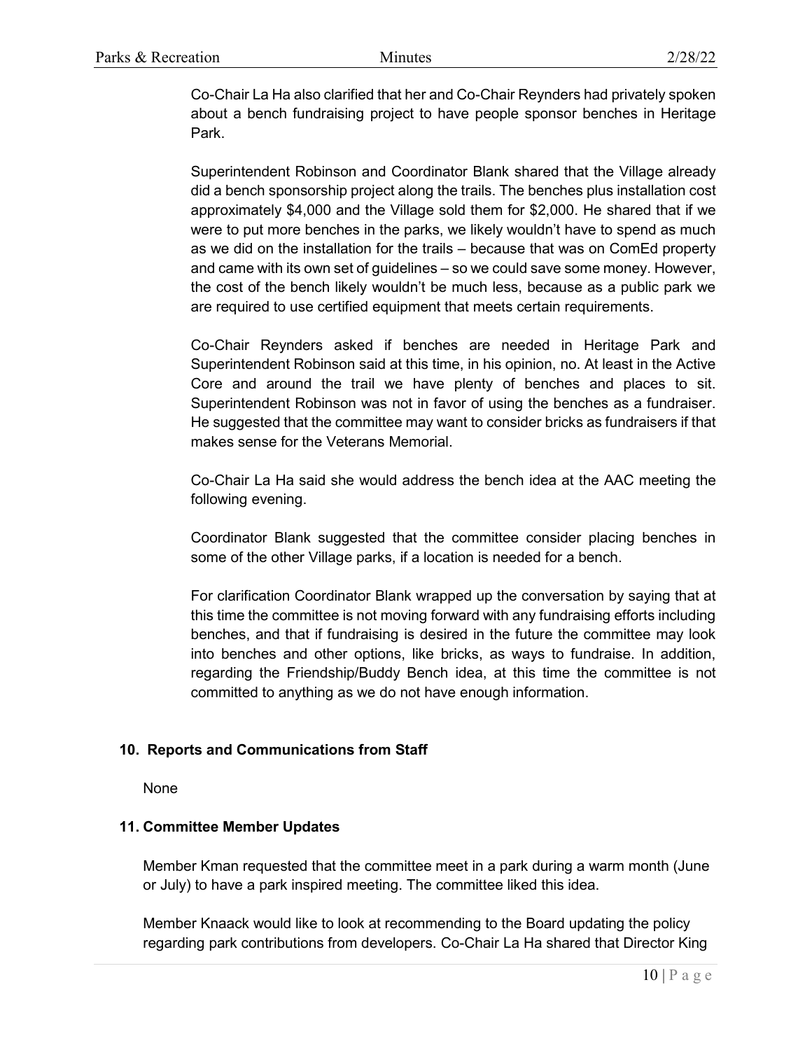Co-Chair La Ha also clarified that her and Co-Chair Reynders had privately spoken about a bench fundraising project to have people sponsor benches in Heritage Park.

Superintendent Robinson and Coordinator Blank shared that the Village already did a bench sponsorship project along the trails. The benches plus installation cost approximately $4,000 and the Village sold them for $2,000. He shared that if we were to put more benches in the parks, we likely wouldn't have to spend as much as we did on the installation for the trails – because that was on ComEd property and came with its own set of guidelines – so we could save some money. However, the cost of the bench likely wouldn't be much less, because as a public park we are required to use certified equipment that meets certain requirements.

Co-Chair Reynders asked if benches are needed in Heritage Park and Superintendent Robinson said at this time, in his opinion, no. At least in the Active Core and around the trail we have plenty of benches and places to sit. Superintendent Robinson was not in favor of using the benches as a fundraiser. He suggested that the committee may want to consider bricks as fundraisers if that makes sense for the Veterans Memorial.

Co-Chair La Ha said she would address the bench idea at the AAC meeting the following evening.

Coordinator Blank suggested that the committee consider placing benches in some of the other Village parks, if a location is needed for a bench.

For clarification Coordinator Blank wrapped up the conversation by saying that at this time the committee is not moving forward with any fundraising efforts including benches, and that if fundraising is desired in the future the committee may look into benches and other options, like bricks, as ways to fundraise. In addition, regarding the Friendship/Buddy Bench idea, at this time the committee is not committed to anything as we do not have enough information.

## 10. Reports and Communications from Staff

None

## 11. Committee Member Updates

Member Kman requested that the committee meet in a park during a warm month (June or July) to have a park inspired meeting. The committee liked this idea.

Member Knaack would like to look at recommending to the Board updating the policy regarding park contributions from developers. Co-Chair La Ha shared that Director King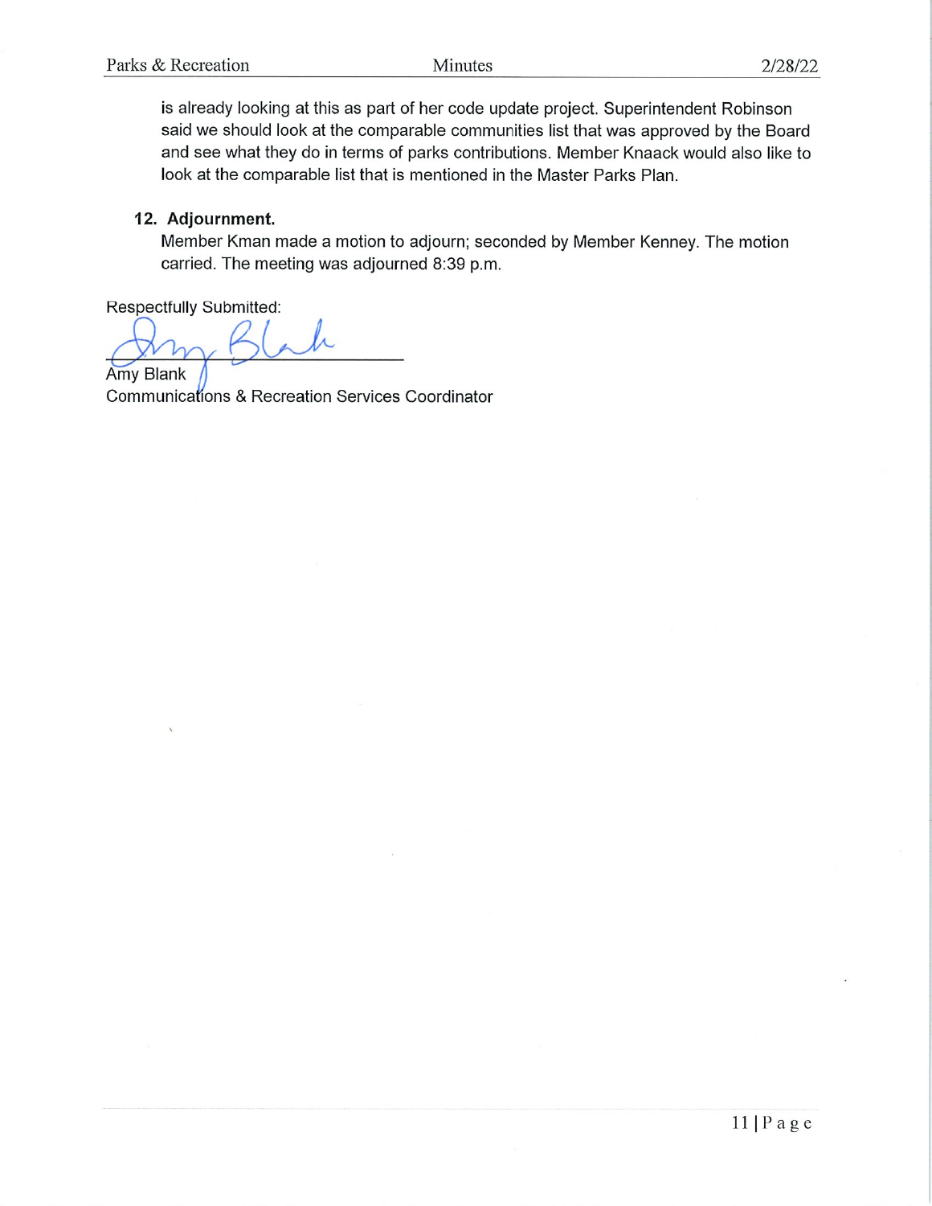is already looking at this as part of her code update project. Superintendent Robinson said we should look at the comparable communities list that was approved by the Board and see what they do in terms of parks contributions. Member Knaack would also like to look at the comparable list that is mentioned in the Master Parks Plan.

## 12. Adjournment.

Member Kman made a motion to adjourn; seconded by Member Kenney. The motion carried. The meeting was adjourned 8:39 p.m.

Respectfully Submitted:

Amy Blank
Communications & Recreation Services Coordinator